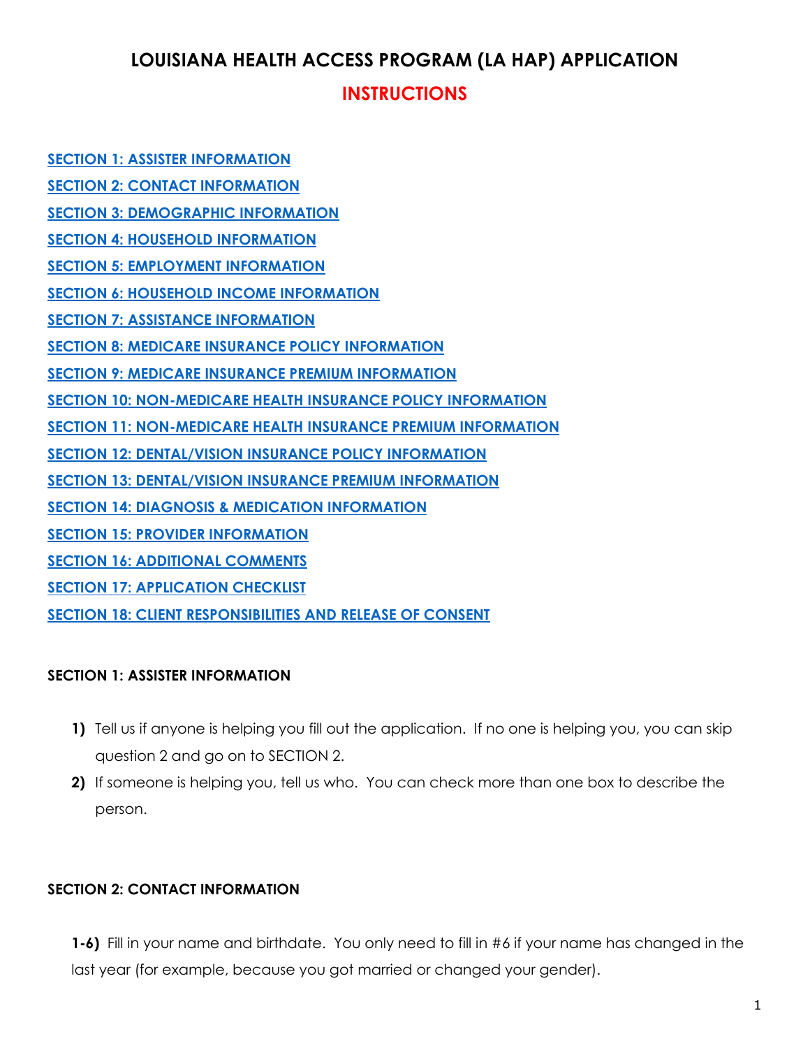# LOUISIANA HEALTH ACCESS PROGRAM (LA HAP) APPLICATION

## INSTRUCTIONS

[SECTION 1: ASSISTER INFORMATION](#section-1-assister-information)

[SECTION 2: CONTACT INFORMATION](#section-2-contact-information)

[SECTION 3: DEMOGRAPHIC INFORMATION](#)

[SECTION 4: HOUSEHOLD INFORMATION](#)

[SECTION 5: EMPLOYMENT INFORMATION](#)

[SECTION 6: HOUSEHOLD INCOME INFORMATION](#)

[SECTION 7: ASSISTANCE INFORMATION](#)

[SECTION 8: MEDICARE INSURANCE POLICY INFORMATION](#)

[SECTION 9: MEDICARE INSURANCE PREMIUM INFORMATION](#)

[SECTION 10: NON-MEDICARE HEALTH INSURANCE POLICY INFORMATION](#)

[SECTION 11: NON-MEDICARE HEALTH INSURANCE PREMIUM INFORMATION](#)

[SECTION 12: DENTAL/VISION INSURANCE POLICY INFORMATION](#)

[SECTION 13: DENTAL/VISION INSURANCE PREMIUM INFORMATION](#)

[SECTION 14: DIAGNOSIS & MEDICATION INFORMATION](#)

[SECTION 15: PROVIDER INFORMATION](#)

[SECTION 16: ADDITIONAL COMMENTS](#)

[SECTION 17: APPLICATION CHECKLIST](#)

[SECTION 18: CLIENT RESPONSIBILITIES AND RELEASE OF CONSENT](#)

### SECTION 1: ASSISTER INFORMATION

1) Tell us if anyone is helping you fill out the application. If no one is helping you, you can skip question 2 and go on to SECTION 2.
2) If someone is helping you, tell us who. You can check more than one box to describe the person.

### SECTION 2: CONTACT INFORMATION

**1-6)** Fill in your name and birthdate. You only need to fill in #6 if your name has changed in the last year (for example, because you got married or changed your gender).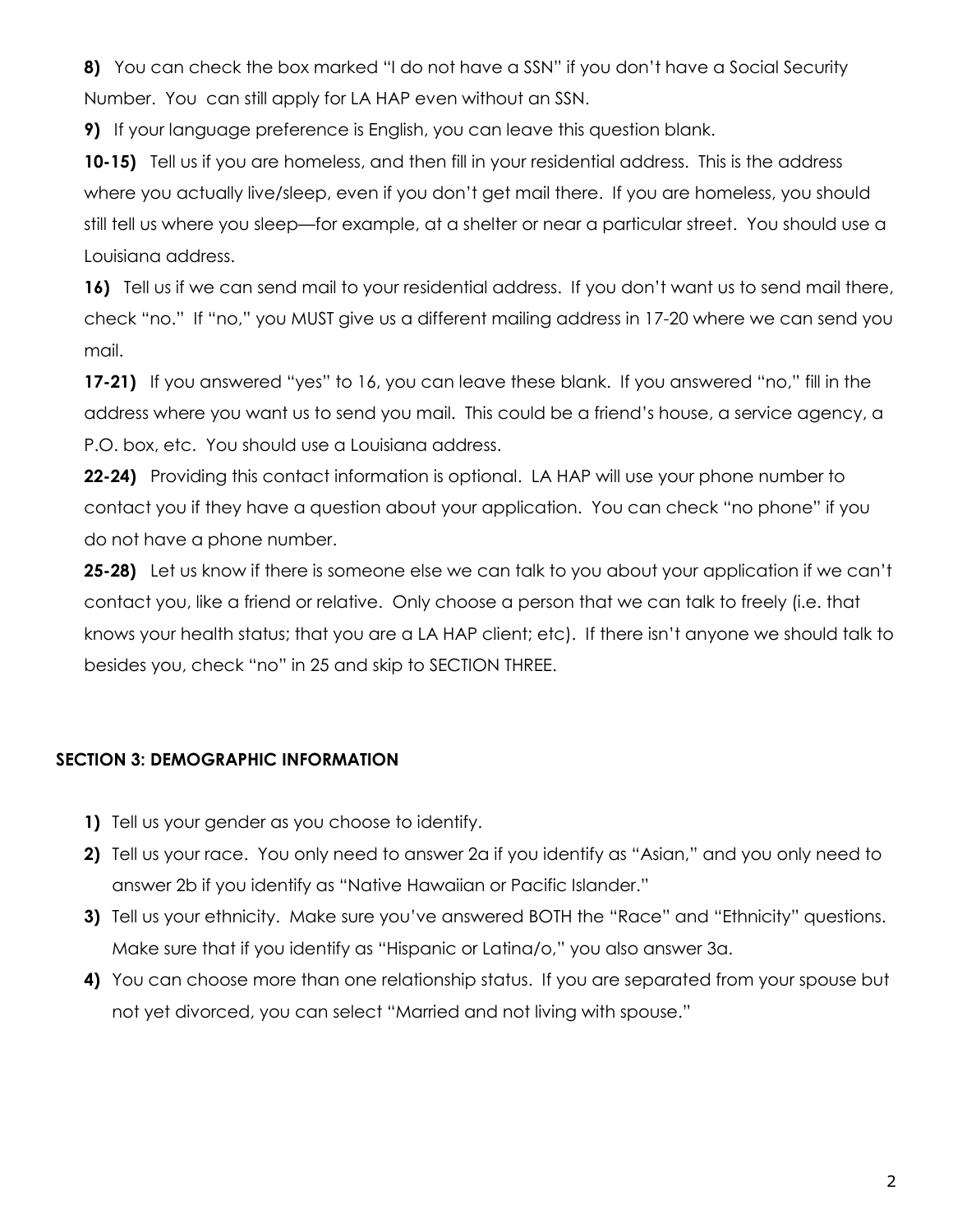**8)** You can check the box marked "I do not have a SSN" if you don't have a Social Security Number. You can still apply for LA HAP even without an SSN.

**9)** If your language preference is English, you can leave this question blank.

**10-15)** Tell us if you are homeless, and then fill in your residential address. This is the address where you actually live/sleep, even if you don't get mail there. If you are homeless, you should still tell us where you sleep—for example, at a shelter or near a particular street. You should use a Louisiana address.

**16)** Tell us if we can send mail to your residential address. If you don't want us to send mail there, check "no." If "no," you MUST give us a different mailing address in 17-20 where we can send you mail.

**17-21)** If you answered "yes" to 16, you can leave these blank. If you answered "no," fill in the address where you want us to send you mail. This could be a friend's house, a service agency, a P.O. box, etc. You should use a Louisiana address.

**22-24)** Providing this contact information is optional. LA HAP will use your phone number to contact you if they have a question about your application. You can check "no phone" if you do not have a phone number.

**25-28)** Let us know if there is someone else we can talk to you about your application if we can't contact you, like a friend or relative. Only choose a person that we can talk to freely (i.e. that knows your health status; that you are a LA HAP client; etc). If there isn't anyone we should talk to besides you, check "no" in 25 and skip to SECTION THREE.

## SECTION 3: DEMOGRAPHIC INFORMATION

1) Tell us your gender as you choose to identify.
2) Tell us your race. You only need to answer 2a if you identify as "Asian," and you only need to answer 2b if you identify as "Native Hawaiian or Pacific Islander."
3) Tell us your ethnicity. Make sure you've answered BOTH the "Race" and "Ethnicity" questions. Make sure that if you identify as "Hispanic or Latina/o," you also answer 3a.
4) You can choose more than one relationship status. If you are separated from your spouse but not yet divorced, you can select "Married and not living with spouse."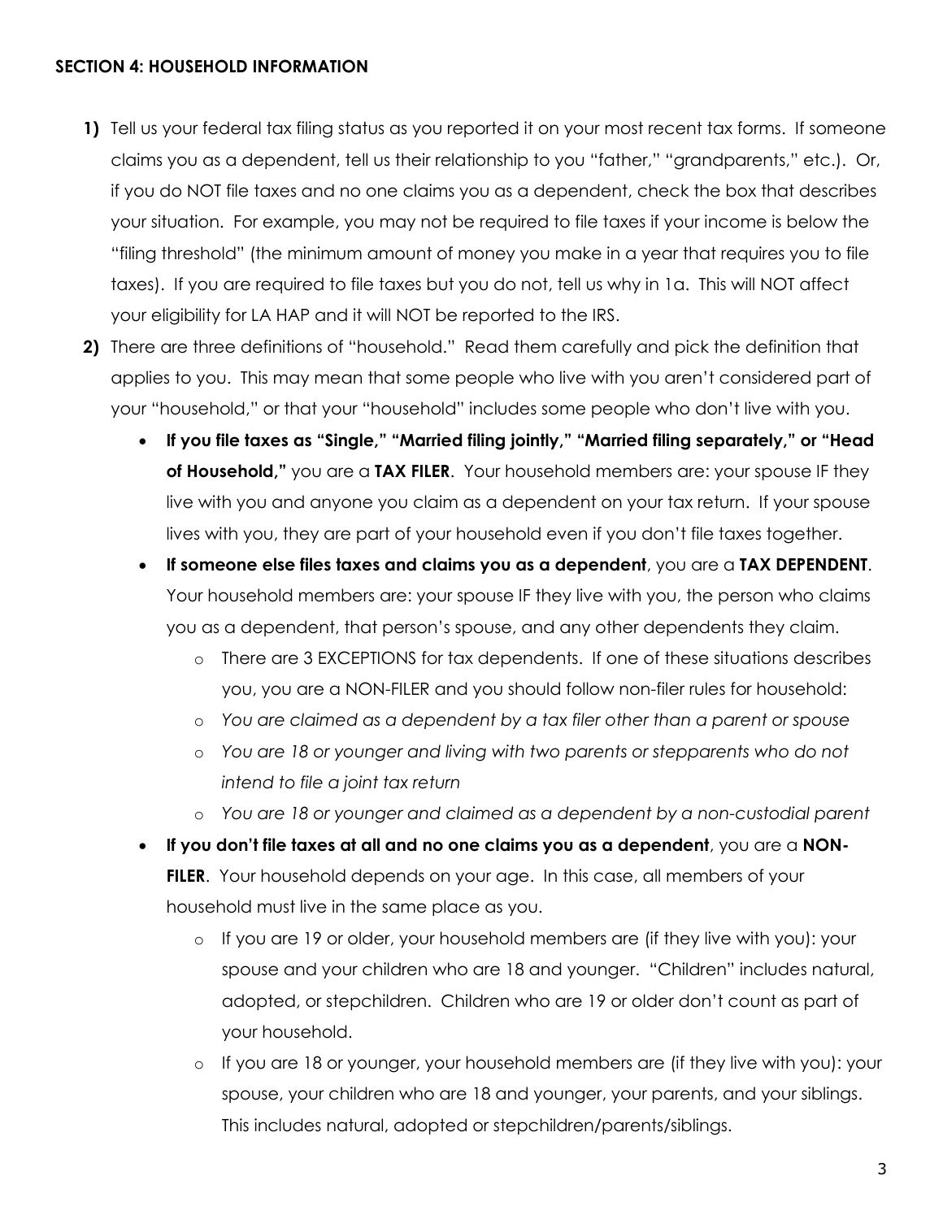**SECTION 4: HOUSEHOLD INFORMATION**

1) Tell us your federal tax filing status as you reported it on your most recent tax forms. If someone claims you as a dependent, tell us their relationship to you "father," "grandparents," etc.). Or, if you do NOT file taxes and no one claims you as a dependent, check the box that describes your situation. For example, you may not be required to file taxes if your income is below the "filing threshold" (the minimum amount of money you make in a year that requires you to file taxes). If you are required to file taxes but you do not, tell us why in 1a. This will NOT affect your eligibility for LA HAP and it will NOT be reported to the IRS.

2) There are three definitions of "household." Read them carefully and pick the definition that applies to you. This may mean that some people who live with you aren't considered part of your "household," or that your "household" includes some people who don't live with you.

   - **If you file taxes as "Single," "Married filing jointly," "Married filing separately," or "Head of Household,"** you are a **TAX FILER**. Your household members are: your spouse IF they live with you and anyone you claim as a dependent on your tax return. If your spouse lives with you, they are part of your household even if you don't file taxes together.
   - **If someone else files taxes and claims you as a dependent**, you are a **TAX DEPENDENT**. Your household members are: your spouse IF they live with you, the person who claims you as a dependent, that person's spouse, and any other dependents they claim.
     - There are 3 EXCEPTIONS for tax dependents. If one of these situations describes you, you are a NON-FILER and you should follow non-filer rules for household:
     - *You are claimed as a dependent by a tax filer other than a parent or spouse*
     - *You are 18 or younger and living with two parents or stepparents who do not intend to file a joint tax return*
     - *You are 18 or younger and claimed as a dependent by a non-custodial parent*
   - **If you don't file taxes at all and no one claims you as a dependent**, you are a **NON-FILER**. Your household depends on your age. In this case, all members of your household must live in the same place as you.
     - If you are 19 or older, your household members are (if they live with you): your spouse and your children who are 18 and younger. "Children" includes natural, adopted, or stepchildren. Children who are 19 or older don't count as part of your household.
     - If you are 18 or younger, your household members are (if they live with you): your spouse, your children who are 18 and younger, your parents, and your siblings. This includes natural, adopted or stepchildren/parents/siblings.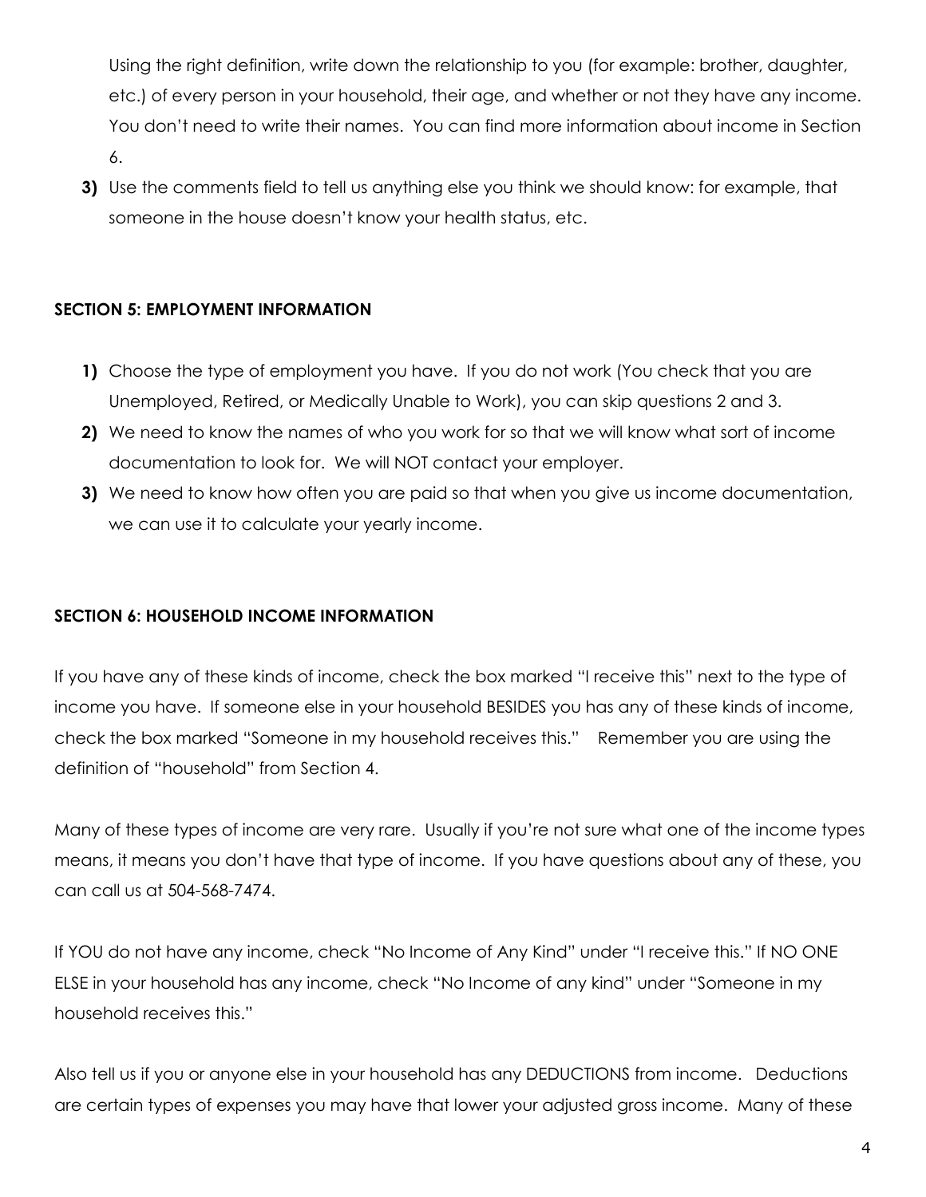Using the right definition, write down the relationship to you (for example: brother, daughter, etc.) of every person in your household, their age, and whether or not they have any income. You don't need to write their names. You can find more information about income in Section 6.

**3)** Use the comments field to tell us anything else you think we should know: for example, that someone in the house doesn't know your health status, etc.

**SECTION 5: EMPLOYMENT INFORMATION**

**1)** Choose the type of employment you have. If you do not work (You check that you are Unemployed, Retired, or Medically Unable to Work), you can skip questions 2 and 3.

**2)** We need to know the names of who you work for so that we will know what sort of income documentation to look for. We will NOT contact your employer.

**3)** We need to know how often you are paid so that when you give us income documentation, we can use it to calculate your yearly income.

**SECTION 6: HOUSEHOLD INCOME INFORMATION**

If you have any of these kinds of income, check the box marked "I receive this" next to the type of income you have. If someone else in your household BESIDES you has any of these kinds of income, check the box marked "Someone in my household receives this." Remember you are using the definition of "household" from Section 4.

Many of these types of income are very rare. Usually if you're not sure what one of the income types means, it means you don't have that type of income. If you have questions about any of these, you can call us at 504-568-7474.

If YOU do not have any income, check "No Income of Any Kind" under "I receive this." If NO ONE ELSE in your household has any income, check "No Income of any kind" under "Someone in my household receives this."

Also tell us if you or anyone else in your household has any DEDUCTIONS from income. Deductions are certain types of expenses you may have that lower your adjusted gross income. Many of these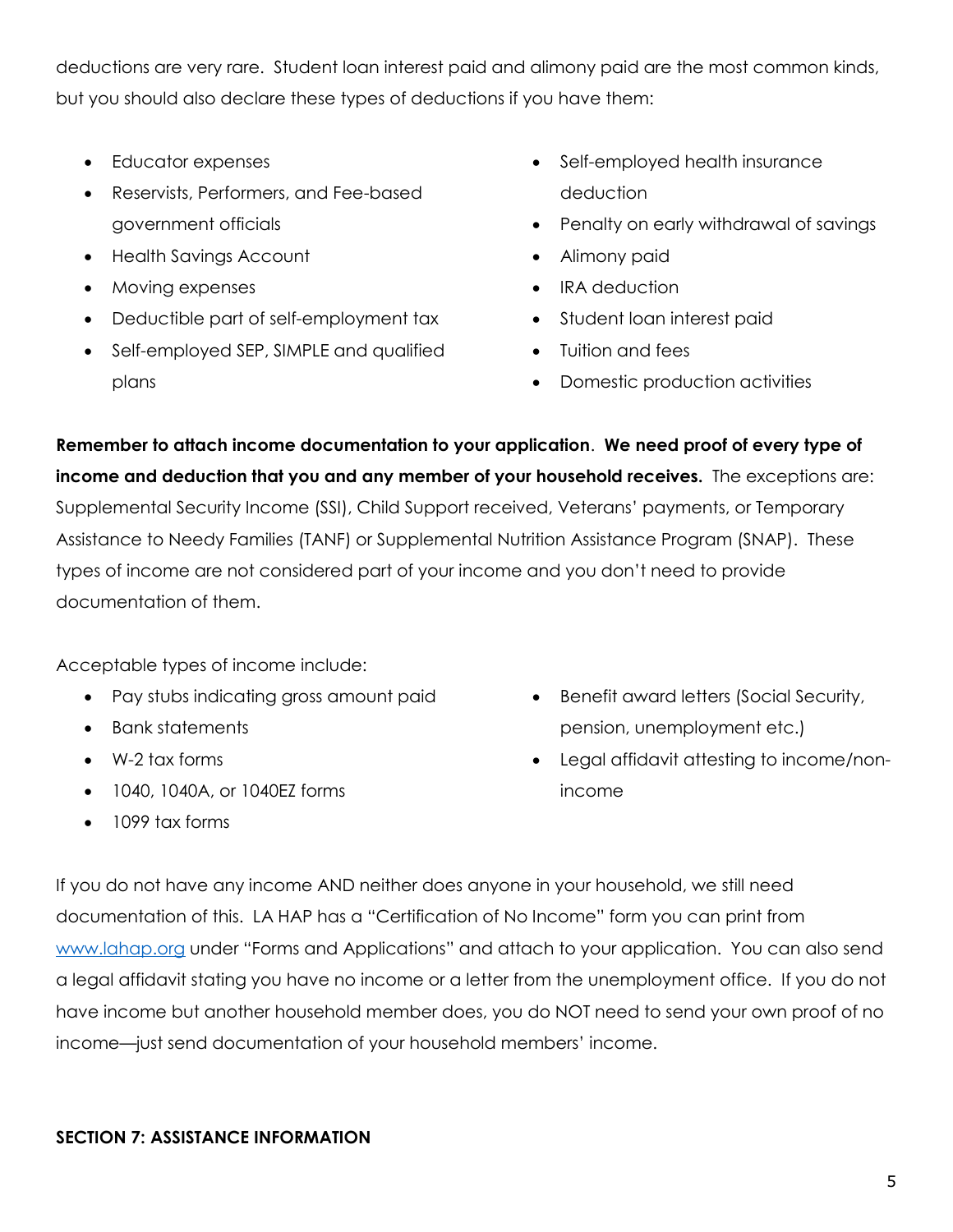deductions are very rare. Student loan interest paid and alimony paid are the most common kinds, but you should also declare these types of deductions if you have them:

- Educator expenses
- Reservists, Performers, and Fee-based government officials
- Health Savings Account
- Moving expenses
- Deductible part of self-employment tax
- Self-employed SEP, SIMPLE and qualified plans
- Self-employed health insurance deduction
- Penalty on early withdrawal of savings
- Alimony paid
- IRA deduction
- Student loan interest paid
- Tuition and fees
- Domestic production activities

**Remember to attach income documentation to your application**. **We need proof of every type of income and deduction that you and any member of your household receives.** The exceptions are: Supplemental Security Income (SSI), Child Support received, Veterans' payments, or Temporary Assistance to Needy Families (TANF) or Supplemental Nutrition Assistance Program (SNAP). These types of income are not considered part of your income and you don't need to provide documentation of them.

Acceptable types of income include:

- Pay stubs indicating gross amount paid
- Bank statements
- W-2 tax forms
- 1040, 1040A, or 1040EZ forms
- 1099 tax forms
- Benefit award letters (Social Security, pension, unemployment etc.)
- Legal affidavit attesting to income/non-income

If you do not have any income AND neither does anyone in your household, we still need documentation of this. LA HAP has a "Certification of No Income" form you can print from [www.lahap.org](http://www.lahap.org) under "Forms and Applications" and attach to your application. You can also send a legal affidavit stating you have no income or a letter from the unemployment office. If you do not have income but another household member does, you do NOT need to send your own proof of no income—just send documentation of your household members' income.

**SECTION 7: ASSISTANCE INFORMATION**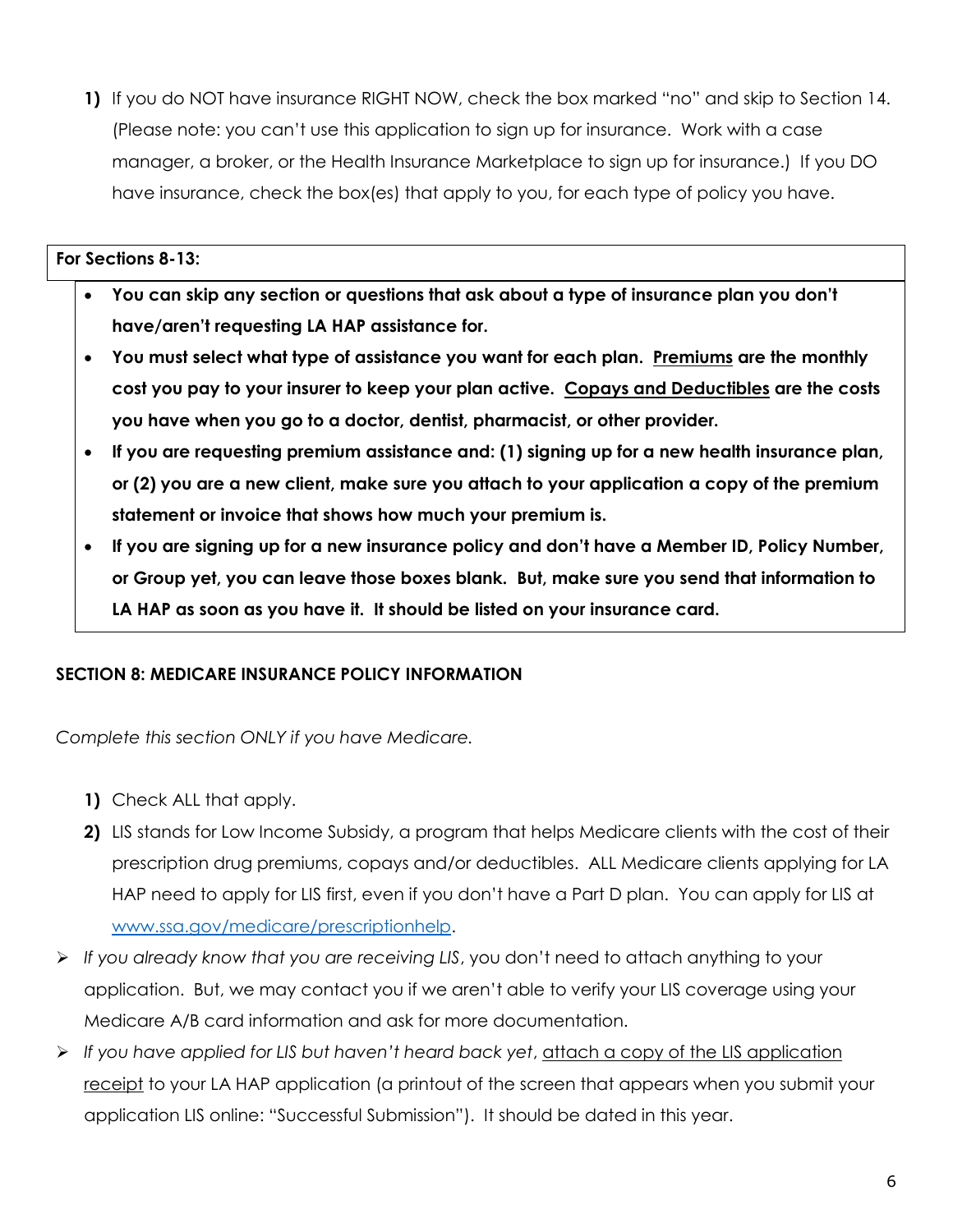1) If you do NOT have insurance RIGHT NOW, check the box marked "no" and skip to Section 14. (Please note: you can't use this application to sign up for insurance. Work with a case manager, a broker, or the Health Insurance Marketplace to sign up for insurance.) If you DO have insurance, check the box(es) that apply to you, for each type of policy you have.

**For Sections 8-13:**

- **You can skip any section or questions that ask about a type of insurance plan you don't have/aren't requesting LA HAP assistance for.**
- **You must select what type of assistance you want for each plan. <u>Premiums</u> are the monthly cost you pay to your insurer to keep your plan active. <u>Copays and Deductibles</u> are the costs you have when you go to a doctor, dentist, pharmacist, or other provider.**
- **If you are requesting premium assistance and: (1) signing up for a new health insurance plan, or (2) you are a new client, make sure you attach to your application a copy of the premium statement or invoice that shows how much your premium is.**
- **If you are signing up for a new insurance policy and don't have a Member ID, Policy Number, or Group yet, you can leave those boxes blank. But, make sure you send that information to LA HAP as soon as you have it. It should be listed on your insurance card.**

## SECTION 8: MEDICARE INSURANCE POLICY INFORMATION

*Complete this section ONLY if you have Medicare.*

1) Check ALL that apply.
2) LIS stands for Low Income Subsidy, a program that helps Medicare clients with the cost of their prescription drug premiums, copays and/or deductibles. ALL Medicare clients applying for LA HAP need to apply for LIS first, even if you don't have a Part D plan. You can apply for LIS at www.ssa.gov/medicare/prescriptionhelp.

- *If you already know that you are receiving LIS*, you don't need to attach anything to your application. But, we may contact you if we aren't able to verify your LIS coverage using your Medicare A/B card information and ask for more documentation.
- *If you have applied for LIS but haven't heard back yet*, <u>attach a copy of the LIS application receipt</u> to your LA HAP application (a printout of the screen that appears when you submit your application LIS online: "Successful Submission"). It should be dated in this year.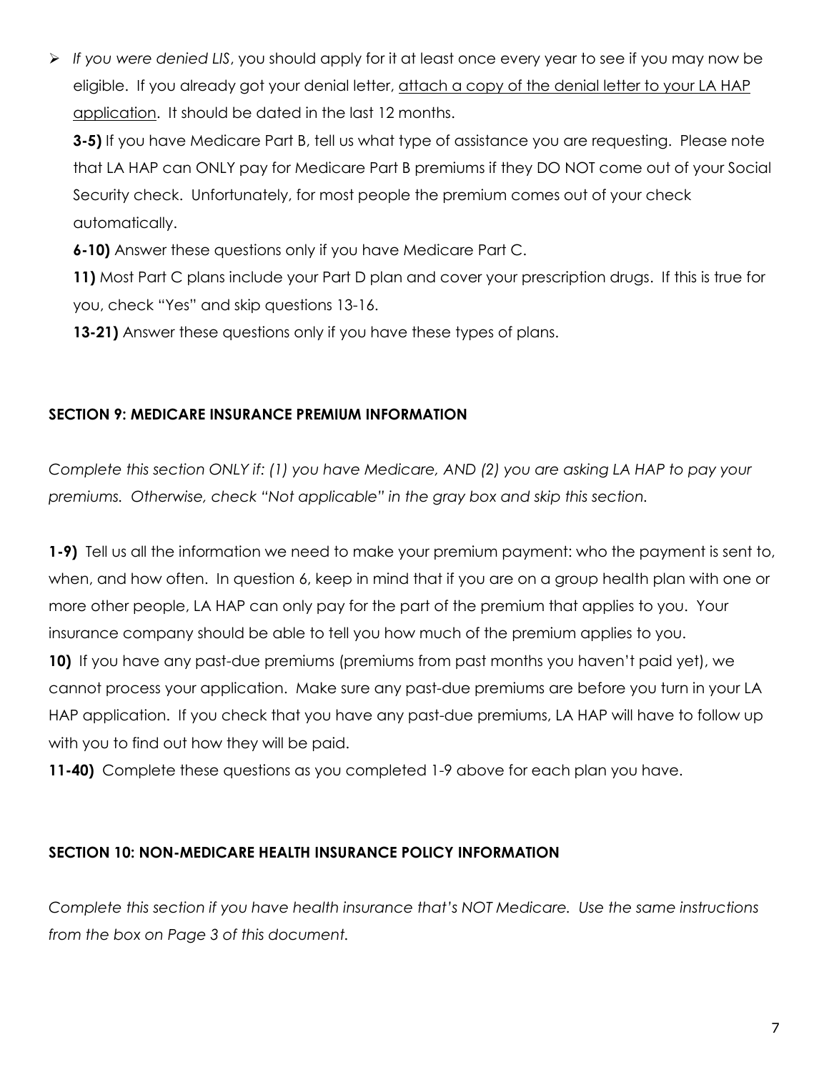- *If you were denied LIS*, you should apply for it at least once every year to see if you may now be eligible. If you already got your denial letter, <u>attach a copy of the denial letter to your LA HAP application</u>. It should be dated in the last 12 months.

  **3-5)** If you have Medicare Part B, tell us what type of assistance you are requesting. Please note that LA HAP can ONLY pay for Medicare Part B premiums if they DO NOT come out of your Social Security check. Unfortunately, for most people the premium comes out of your check automatically.

  **6-10)** Answer these questions only if you have Medicare Part C.

  **11)** Most Part C plans include your Part D plan and cover your prescription drugs. If this is true for you, check "Yes" and skip questions 13-16.

  **13-21)** Answer these questions only if you have these types of plans.

## SECTION 9: MEDICARE INSURANCE PREMIUM INFORMATION

*Complete this section ONLY if: (1) you have Medicare, AND (2) you are asking LA HAP to pay your premiums. Otherwise, check "Not applicable" in the gray box and skip this section.*

**1-9)** Tell us all the information we need to make your premium payment: who the payment is sent to, when, and how often. In question 6, keep in mind that if you are on a group health plan with one or more other people, LA HAP can only pay for the part of the premium that applies to you. Your insurance company should be able to tell you how much of the premium applies to you.

**10)** If you have any past-due premiums (premiums from past months you haven't paid yet), we cannot process your application. Make sure any past-due premiums are before you turn in your LA HAP application. If you check that you have any past-due premiums, LA HAP will have to follow up with you to find out how they will be paid.

**11-40)** Complete these questions as you completed 1-9 above for each plan you have.

## SECTION 10: NON-MEDICARE HEALTH INSURANCE POLICY INFORMATION

*Complete this section if you have health insurance that's NOT Medicare. Use the same instructions from the box on Page 3 of this document.*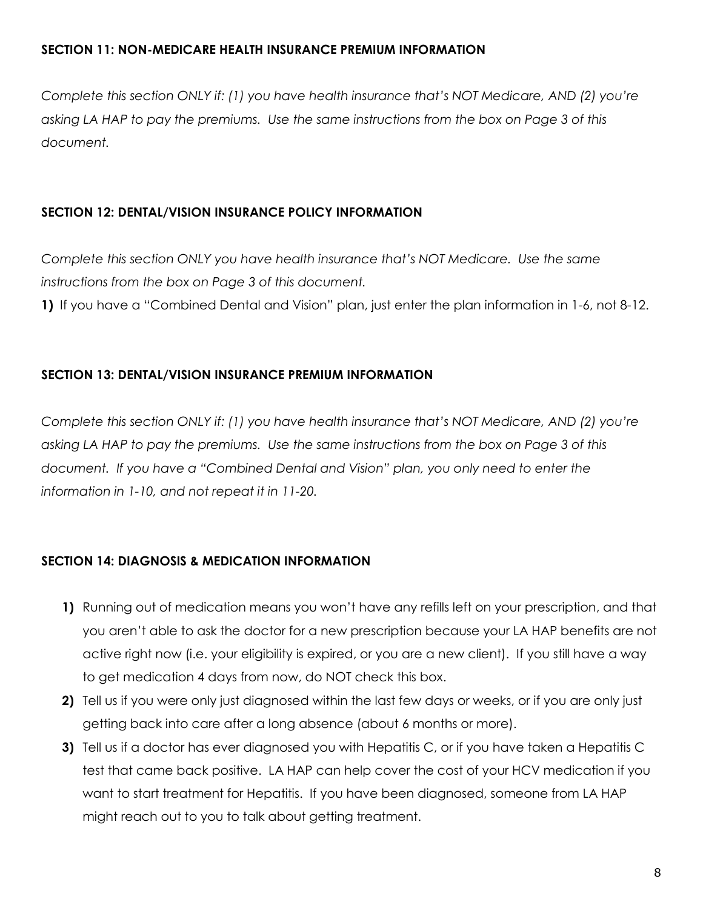### SECTION 11: NON-MEDICARE HEALTH INSURANCE PREMIUM INFORMATION

*Complete this section ONLY if: (1) you have health insurance that's NOT Medicare, AND (2) you're asking LA HAP to pay the premiums. Use the same instructions from the box on Page 3 of this document.*

### SECTION 12: DENTAL/VISION INSURANCE POLICY INFORMATION

*Complete this section ONLY you have health insurance that's NOT Medicare. Use the same instructions from the box on Page 3 of this document.*

**1)** If you have a "Combined Dental and Vision" plan, just enter the plan information in 1-6, not 8-12.

### SECTION 13: DENTAL/VISION INSURANCE PREMIUM INFORMATION

*Complete this section ONLY if: (1) you have health insurance that's NOT Medicare, AND (2) you're asking LA HAP to pay the premiums. Use the same instructions from the box on Page 3 of this document. If you have a "Combined Dental and Vision" plan, you only need to enter the information in 1-10, and not repeat it in 11-20.*

### SECTION 14: DIAGNOSIS & MEDICATION INFORMATION

**1)** Running out of medication means you won't have any refills left on your prescription, and that you aren't able to ask the doctor for a new prescription because your LA HAP benefits are not active right now (i.e. your eligibility is expired, or you are a new client). If you still have a way to get medication 4 days from now, do NOT check this box.

**2)** Tell us if you were only just diagnosed within the last few days or weeks, or if you are only just getting back into care after a long absence (about 6 months or more).

**3)** Tell us if a doctor has ever diagnosed you with Hepatitis C, or if you have taken a Hepatitis C test that came back positive. LA HAP can help cover the cost of your HCV medication if you want to start treatment for Hepatitis. If you have been diagnosed, someone from LA HAP might reach out to you to talk about getting treatment.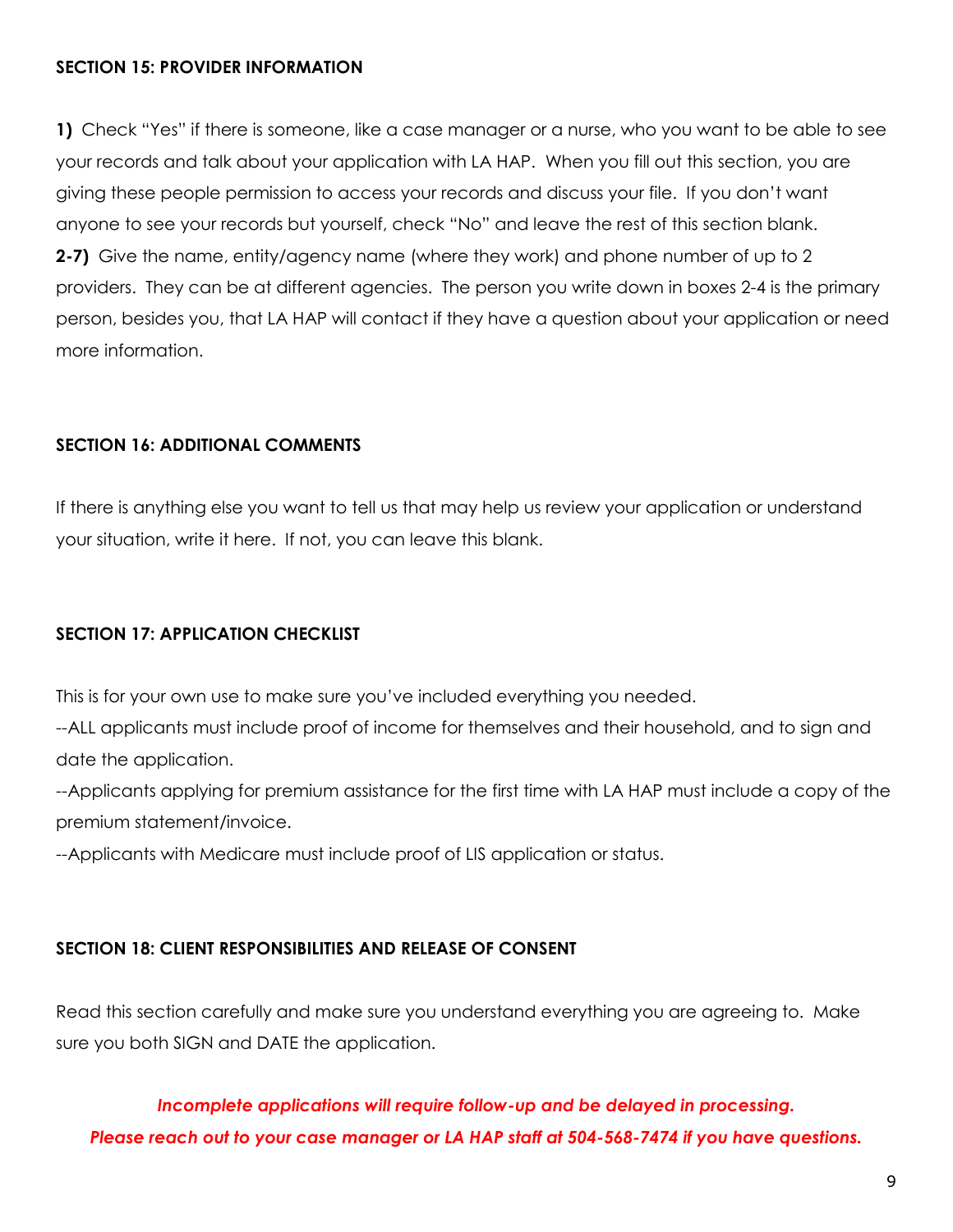## SECTION 15: PROVIDER INFORMATION

**1)** Check "Yes" if there is someone, like a case manager or a nurse, who you want to be able to see your records and talk about your application with LA HAP. When you fill out this section, you are giving these people permission to access your records and discuss your file. If you don't want anyone to see your records but yourself, check "No" and leave the rest of this section blank.

**2-7)** Give the name, entity/agency name (where they work) and phone number of up to 2 providers. They can be at different agencies. The person you write down in boxes 2-4 is the primary person, besides you, that LA HAP will contact if they have a question about your application or need more information.

## SECTION 16: ADDITIONAL COMMENTS

If there is anything else you want to tell us that may help us review your application or understand your situation, write it here. If not, you can leave this blank.

## SECTION 17: APPLICATION CHECKLIST

This is for your own use to make sure you've included everything you needed.

--ALL applicants must include proof of income for themselves and their household, and to sign and date the application.

--Applicants applying for premium assistance for the first time with LA HAP must include a copy of the premium statement/invoice.

--Applicants with Medicare must include proof of LIS application or status.

## SECTION 18: CLIENT RESPONSIBILITIES AND RELEASE OF CONSENT

Read this section carefully and make sure you understand everything you are agreeing to. Make sure you both SIGN and DATE the application.

***Incomplete applications will require follow-up and be delayed in processing.***

***Please reach out to your case manager or LA HAP staff at 504-568-7474 if you have questions.***